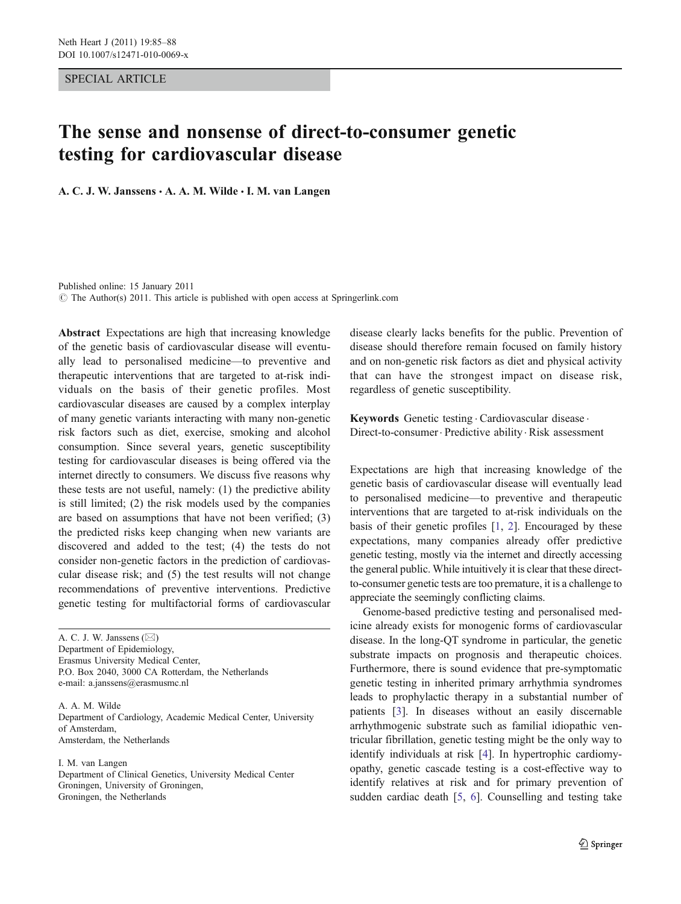SPECIAL ARTICLE

# The sense and nonsense of direct-to-consumer genetic testing for cardiovascular disease

**A. C. J. W. Janssens · A. A. M. Wilde · I. M. van Langen**

Published online: 15 January 2011
© The Author(s) 2011. This article is published with open access at Springerlink.com

**Abstract** Expectations are high that increasing knowledge of the genetic basis of cardiovascular disease will eventually lead to personalised medicine—to preventive and therapeutic interventions that are targeted to at-risk individuals on the basis of their genetic profiles. Most cardiovascular diseases are caused by a complex interplay of many genetic variants interacting with many non-genetic risk factors such as diet, exercise, smoking and alcohol consumption. Since several years, genetic susceptibility testing for cardiovascular diseases is being offered via the internet directly to consumers. We discuss five reasons why these tests are not useful, namely: (1) the predictive ability is still limited; (2) the risk models used by the companies are based on assumptions that have not been verified; (3) the predicted risks keep changing when new variants are discovered and added to the test; (4) the tests do not consider non-genetic factors in the prediction of cardiovascular disease risk; and (5) the test results will not change recommendations of preventive interventions. Predictive genetic testing for multifactorial forms of cardiovascular disease clearly lacks benefits for the public. Prevention of disease should therefore remain focused on family history and on non-genetic risk factors as diet and physical activity that can have the strongest impact on disease risk, regardless of genetic susceptibility.

**Keywords** Genetic testing · Cardiovascular disease · Direct-to-consumer · Predictive ability · Risk assessment

A. C. J. W. Janssens (✉)
Department of Epidemiology,
Erasmus University Medical Center,
P.O. Box 2040, 3000 CA Rotterdam, the Netherlands
e-mail: a.janssens@erasmusmc.nl

A. A. M. Wilde
Department of Cardiology, Academic Medical Center, University of Amsterdam,
Amsterdam, the Netherlands

I. M. van Langen
Department of Clinical Genetics, University Medical Center Groningen, University of Groningen,
Groningen, the Netherlands

Expectations are high that increasing knowledge of the genetic basis of cardiovascular disease will eventually lead to personalised medicine—to preventive and therapeutic interventions that are targeted to at-risk individuals on the basis of their genetic profiles [1, 2]. Encouraged by these expectations, many companies already offer predictive genetic testing, mostly via the internet and directly accessing the general public. While intuitively it is clear that these direct-to-consumer genetic tests are too premature, it is a challenge to appreciate the seemingly conflicting claims.

Genome-based predictive testing and personalised medicine already exists for monogenic forms of cardiovascular disease. In the long-QT syndrome in particular, the genetic substrate impacts on prognosis and therapeutic choices. Furthermore, there is sound evidence that pre-symptomatic genetic testing in inherited primary arrhythmia syndromes leads to prophylactic therapy in a substantial number of patients [3]. In diseases without an easily discernable arrhythmogenic substrate such as familial idiopathic ventricular fibrillation, genetic testing might be the only way to identify individuals at risk [4]. In hypertrophic cardiomyopathy, genetic cascade testing is a cost-effective way to identify relatives at risk and for primary prevention of sudden cardiac death [5, 6]. Counselling and testing take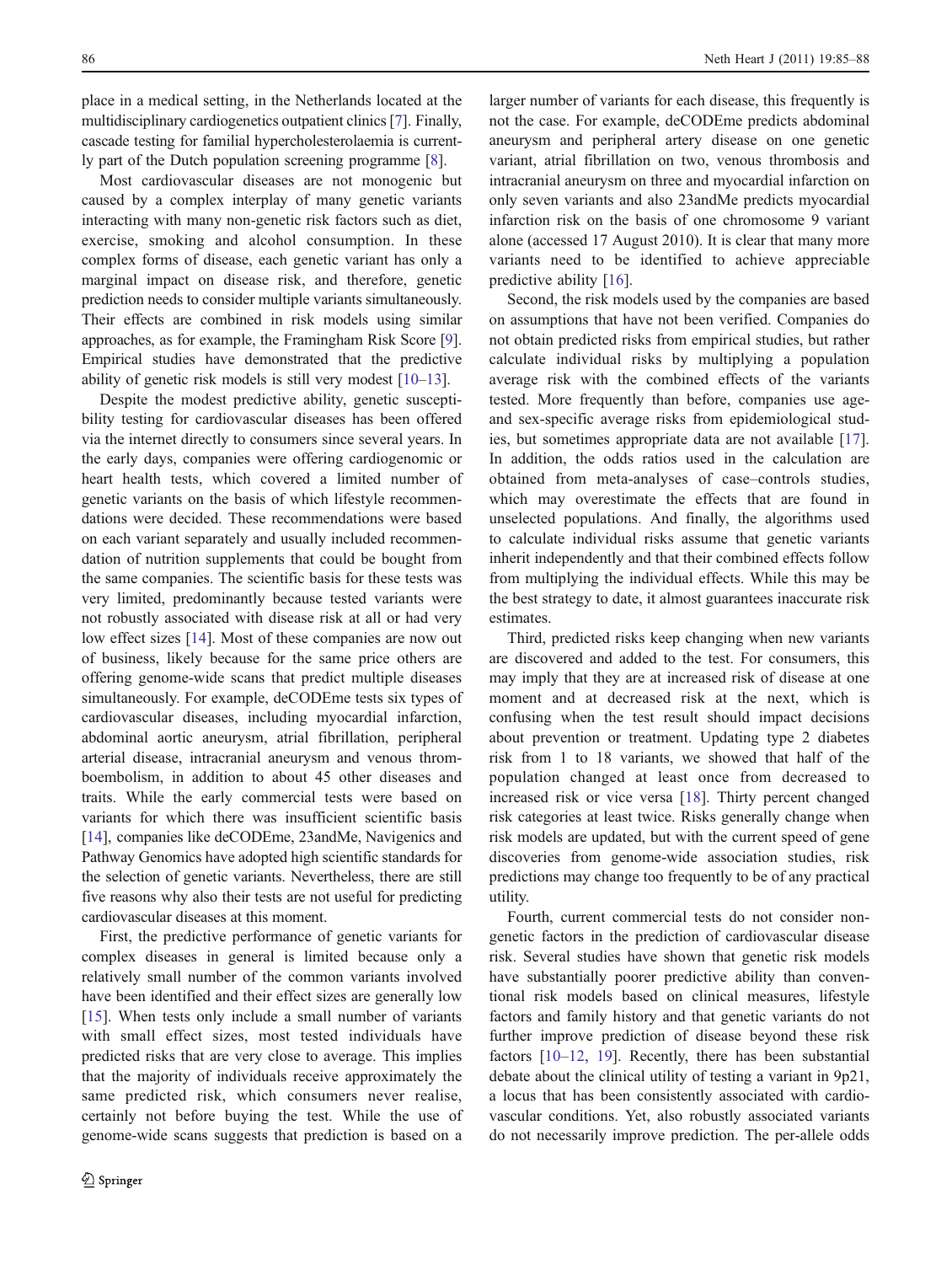place in a medical setting, in the Netherlands located at the multidisciplinary cardiogenetics outpatient clinics [7]. Finally, cascade testing for familial hypercholesterolaemia is currently part of the Dutch population screening programme [8].

Most cardiovascular diseases are not monogenic but caused by a complex interplay of many genetic variants interacting with many non-genetic risk factors such as diet, exercise, smoking and alcohol consumption. In these complex forms of disease, each genetic variant has only a marginal impact on disease risk, and therefore, genetic prediction needs to consider multiple variants simultaneously. Their effects are combined in risk models using similar approaches, as for example, the Framingham Risk Score [9]. Empirical studies have demonstrated that the predictive ability of genetic risk models is still very modest [10–13].

Despite the modest predictive ability, genetic susceptibility testing for cardiovascular diseases has been offered via the internet directly to consumers since several years. In the early days, companies were offering cardiogenomic or heart health tests, which covered a limited number of genetic variants on the basis of which lifestyle recommendations were decided. These recommendations were based on each variant separately and usually included recommendation of nutrition supplements that could be bought from the same companies. The scientific basis for these tests was very limited, predominantly because tested variants were not robustly associated with disease risk at all or had very low effect sizes [14]. Most of these companies are now out of business, likely because for the same price others are offering genome-wide scans that predict multiple diseases simultaneously. For example, deCODEme tests six types of cardiovascular diseases, including myocardial infarction, abdominal aortic aneurysm, atrial fibrillation, peripheral arterial disease, intracranial aneurysm and venous thromboembolism, in addition to about 45 other diseases and traits. While the early commercial tests were based on variants for which there was insufficient scientific basis [14], companies like deCODEme, 23andMe, Navigenics and Pathway Genomics have adopted high scientific standards for the selection of genetic variants. Nevertheless, there are still five reasons why also their tests are not useful for predicting cardiovascular diseases at this moment.

First, the predictive performance of genetic variants for complex diseases in general is limited because only a relatively small number of the common variants involved have been identified and their effect sizes are generally low [15]. When tests only include a small number of variants with small effect sizes, most tested individuals have predicted risks that are very close to average. This implies that the majority of individuals receive approximately the same predicted risk, which consumers never realise, certainly not before buying the test. While the use of genome-wide scans suggests that prediction is based on a larger number of variants for each disease, this frequently is not the case. For example, deCODEme predicts abdominal aneurysm and peripheral artery disease on one genetic variant, atrial fibrillation on two, venous thrombosis and intracranial aneurysm on three and myocardial infarction on only seven variants and also 23andMe predicts myocardial infarction risk on the basis of one chromosome 9 variant alone (accessed 17 August 2010). It is clear that many more variants need to be identified to achieve appreciable predictive ability [16].

Second, the risk models used by the companies are based on assumptions that have not been verified. Companies do not obtain predicted risks from empirical studies, but rather calculate individual risks by multiplying a population average risk with the combined effects of the variants tested. More frequently than before, companies use age- and sex-specific average risks from epidemiological studies, but sometimes appropriate data are not available [17]. In addition, the odds ratios used in the calculation are obtained from meta-analyses of case–controls studies, which may overestimate the effects that are found in unselected populations. And finally, the algorithms used to calculate individual risks assume that genetic variants inherit independently and that their combined effects follow from multiplying the individual effects. While this may be the best strategy to date, it almost guarantees inaccurate risk estimates.

Third, predicted risks keep changing when new variants are discovered and added to the test. For consumers, this may imply that they are at increased risk of disease at one moment and at decreased risk at the next, which is confusing when the test result should impact decisions about prevention or treatment. Updating type 2 diabetes risk from 1 to 18 variants, we showed that half of the population changed at least once from decreased to increased risk or vice versa [18]. Thirty percent changed risk categories at least twice. Risks generally change when risk models are updated, but with the current speed of gene discoveries from genome-wide association studies, risk predictions may change too frequently to be of any practical utility.

Fourth, current commercial tests do not consider non-genetic factors in the prediction of cardiovascular disease risk. Several studies have shown that genetic risk models have substantially poorer predictive ability than conventional risk models based on clinical measures, lifestyle factors and family history and that genetic variants do not further improve prediction of disease beyond these risk factors [10–12, 19]. Recently, there has been substantial debate about the clinical utility of testing a variant in 9p21, a locus that has been consistently associated with cardiovascular conditions. Yet, also robustly associated variants do not necessarily improve prediction. The per-allele odds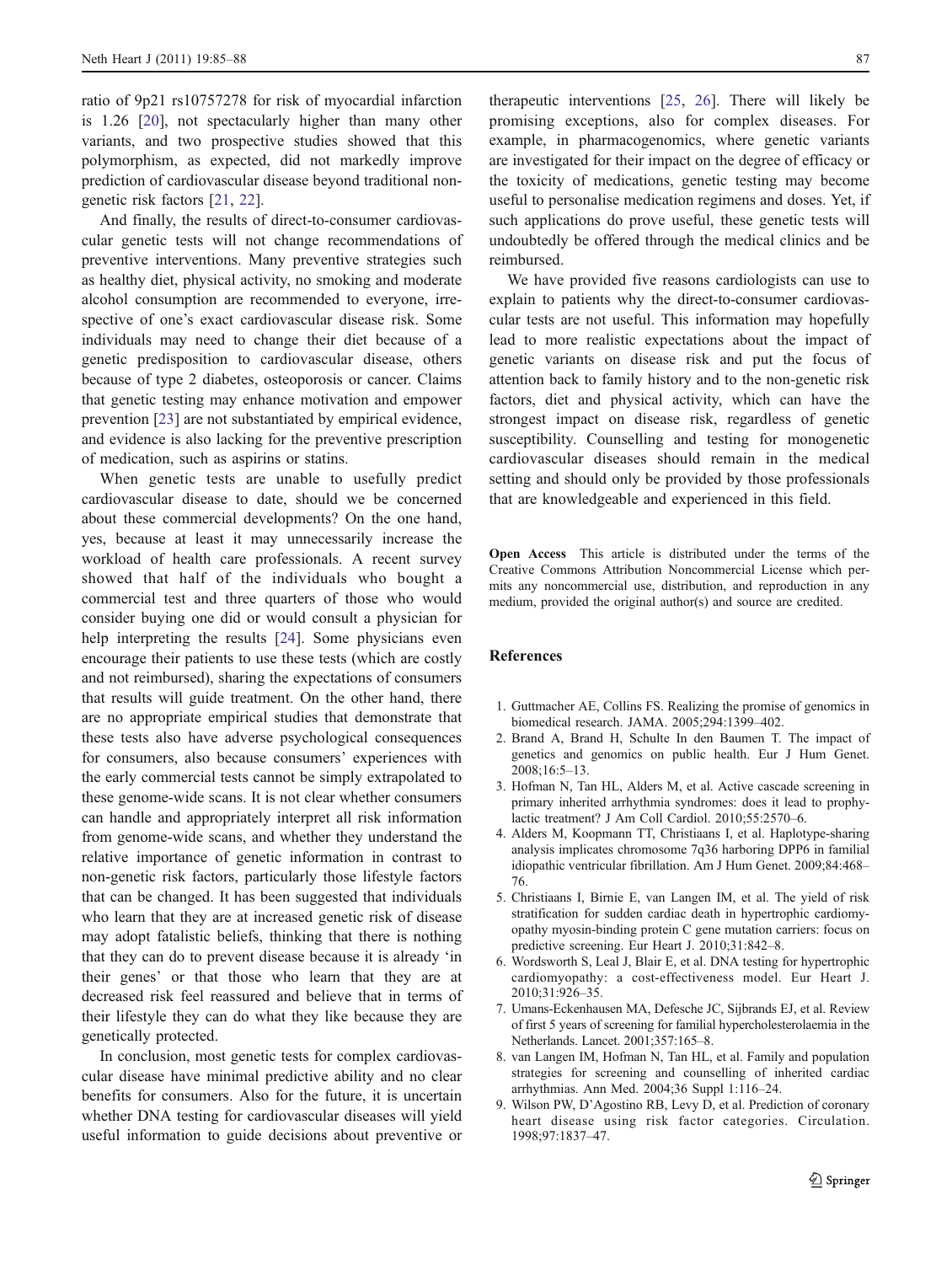ratio of 9p21 rs10757278 for risk of myocardial infarction is 1.26 [20], not spectacularly higher than many other variants, and two prospective studies showed that this polymorphism, as expected, did not markedly improve prediction of cardiovascular disease beyond traditional non-genetic risk factors [21, 22].

And finally, the results of direct-to-consumer cardiovascular genetic tests will not change recommendations of preventive interventions. Many preventive strategies such as healthy diet, physical activity, no smoking and moderate alcohol consumption are recommended to everyone, irrespective of one's exact cardiovascular disease risk. Some individuals may need to change their diet because of a genetic predisposition to cardiovascular disease, others because of type 2 diabetes, osteoporosis or cancer. Claims that genetic testing may enhance motivation and empower prevention [23] are not substantiated by empirical evidence, and evidence is also lacking for the preventive prescription of medication, such as aspirins or statins.

When genetic tests are unable to usefully predict cardiovascular disease to date, should we be concerned about these commercial developments? On the one hand, yes, because at least it may unnecessarily increase the workload of health care professionals. A recent survey showed that half of the individuals who bought a commercial test and three quarters of those who would consider buying one did or would consult a physician for help interpreting the results [24]. Some physicians even encourage their patients to use these tests (which are costly and not reimbursed), sharing the expectations of consumers that results will guide treatment. On the other hand, there are no appropriate empirical studies that demonstrate that these tests also have adverse psychological consequences for consumers, also because consumers' experiences with the early commercial tests cannot be simply extrapolated to these genome-wide scans. It is not clear whether consumers can handle and appropriately interpret all risk information from genome-wide scans, and whether they understand the relative importance of genetic information in contrast to non-genetic risk factors, particularly those lifestyle factors that can be changed. It has been suggested that individuals who learn that they are at increased genetic risk of disease may adopt fatalistic beliefs, thinking that there is nothing that they can do to prevent disease because it is already 'in their genes' or that those who learn that they are at decreased risk feel reassured and believe that in terms of their lifestyle they can do what they like because they are genetically protected.

In conclusion, most genetic tests for complex cardiovascular disease have minimal predictive ability and no clear benefits for consumers. Also for the future, it is uncertain whether DNA testing for cardiovascular diseases will yield useful information to guide decisions about preventive or therapeutic interventions [25, 26]. There will likely be promising exceptions, also for complex diseases. For example, in pharmacogenomics, where genetic variants are investigated for their impact on the degree of efficacy or the toxicity of medications, genetic testing may become useful to personalise medication regimens and doses. Yet, if such applications do prove useful, these genetic tests will undoubtedly be offered through the medical clinics and be reimbursed.

We have provided five reasons cardiologists can use to explain to patients why the direct-to-consumer cardiovascular tests are not useful. This information may hopefully lead to more realistic expectations about the impact of genetic variants on disease risk and put the focus of attention back to family history and to the non-genetic risk factors, diet and physical activity, which can have the strongest impact on disease risk, regardless of genetic susceptibility. Counselling and testing for monogenetic cardiovascular diseases should remain in the medical setting and should only be provided by those professionals that are knowledgeable and experienced in this field.

**Open Access** This article is distributed under the terms of the Creative Commons Attribution Noncommercial License which permits any noncommercial use, distribution, and reproduction in any medium, provided the original author(s) and source are credited.

## References

1. Guttmacher AE, Collins FS. Realizing the promise of genomics in biomedical research. JAMA. 2005;294:1399–402.
2. Brand A, Brand H, Schulte In den Baumen T. The impact of genetics and genomics on public health. Eur J Hum Genet. 2008;16:5–13.
3. Hofman N, Tan HL, Alders M, et al. Active cascade screening in primary inherited arrhythmia syndromes: does it lead to prophylactic treatment? J Am Coll Cardiol. 2010;55:2570–6.
4. Alders M, Koopmann TT, Christiaans I, et al. Haplotype-sharing analysis implicates chromosome 7q36 harboring DPP6 in familial idiopathic ventricular fibrillation. Am J Hum Genet. 2009;84:468–76.
5. Christiaans I, Birnie E, van Langen IM, et al. The yield of risk stratification for sudden cardiac death in hypertrophic cardiomyopathy myosin-binding protein C gene mutation carriers: focus on predictive screening. Eur Heart J. 2010;31:842–8.
6. Wordsworth S, Leal J, Blair E, et al. DNA testing for hypertrophic cardiomyopathy: a cost-effectiveness model. Eur Heart J. 2010;31:926–35.
7. Umans-Eckenhausen MA, Defesche JC, Sijbrands EJ, et al. Review of first 5 years of screening for familial hypercholesterolaemia in the Netherlands. Lancet. 2001;357:165–8.
8. van Langen IM, Hofman N, Tan HL, et al. Family and population strategies for screening and counselling of inherited cardiac arrhythmias. Ann Med. 2004;36 Suppl 1:116–24.
9. Wilson PW, D'Agostino RB, Levy D, et al. Prediction of coronary heart disease using risk factor categories. Circulation. 1998;97:1837–47.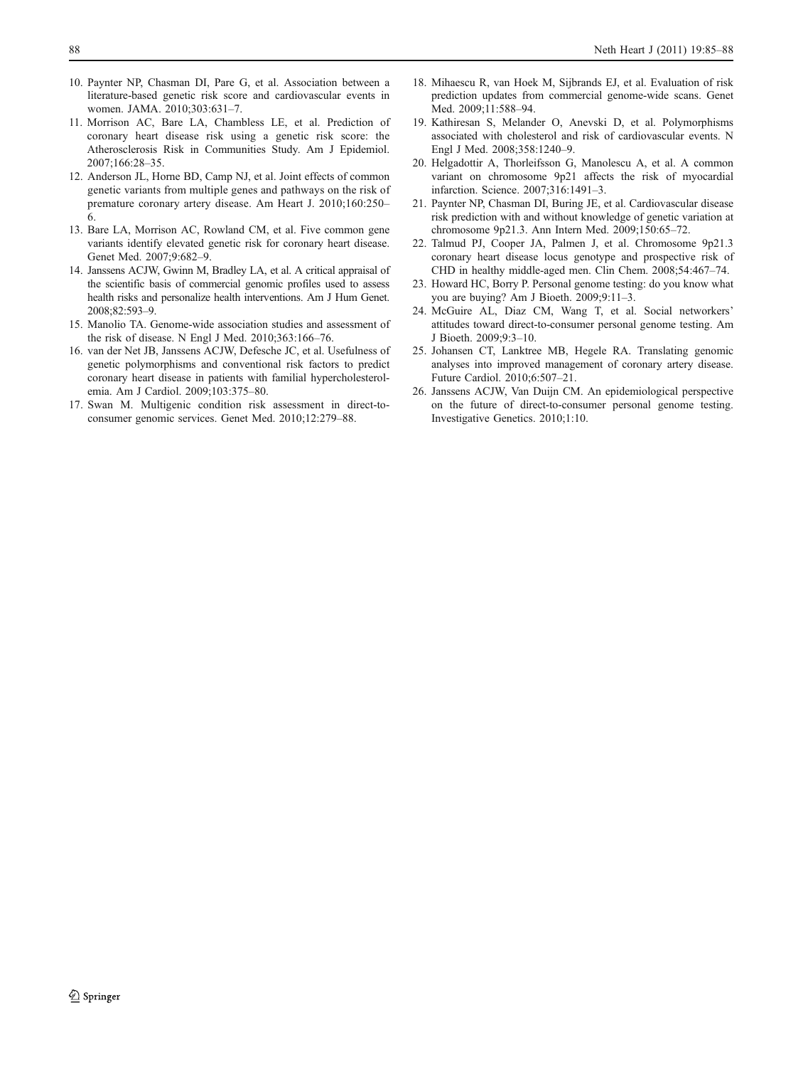10. Paynter NP, Chasman DI, Pare G, et al. Association between a literature-based genetic risk score and cardiovascular events in women. JAMA. 2010;303:631–7.
11. Morrison AC, Bare LA, Chambless LE, et al. Prediction of coronary heart disease risk using a genetic risk score: the Atherosclerosis Risk in Communities Study. Am J Epidemiol. 2007;166:28–35.
12. Anderson JL, Horne BD, Camp NJ, et al. Joint effects of common genetic variants from multiple genes and pathways on the risk of premature coronary artery disease. Am Heart J. 2010;160:250–6.
13. Bare LA, Morrison AC, Rowland CM, et al. Five common gene variants identify elevated genetic risk for coronary heart disease. Genet Med. 2007;9:682–9.
14. Janssens ACJW, Gwinn M, Bradley LA, et al. A critical appraisal of the scientific basis of commercial genomic profiles used to assess health risks and personalize health interventions. Am J Hum Genet. 2008;82:593–9.
15. Manolio TA. Genome-wide association studies and assessment of the risk of disease. N Engl J Med. 2010;363:166–76.
16. van der Net JB, Janssens ACJW, Defesche JC, et al. Usefulness of genetic polymorphisms and conventional risk factors to predict coronary heart disease in patients with familial hypercholesterolemia. Am J Cardiol. 2009;103:375–80.
17. Swan M. Multigenic condition risk assessment in direct-to-consumer genomic services. Genet Med. 2010;12:279–88.
18. Mihaescu R, van Hoek M, Sijbrands EJ, et al. Evaluation of risk prediction updates from commercial genome-wide scans. Genet Med. 2009;11:588–94.
19. Kathiresan S, Melander O, Anevski D, et al. Polymorphisms associated with cholesterol and risk of cardiovascular events. N Engl J Med. 2008;358:1240–9.
20. Helgadottir A, Thorleifsson G, Manolescu A, et al. A common variant on chromosome 9p21 affects the risk of myocardial infarction. Science. 2007;316:1491–3.
21. Paynter NP, Chasman DI, Buring JE, et al. Cardiovascular disease risk prediction with and without knowledge of genetic variation at chromosome 9p21.3. Ann Intern Med. 2009;150:65–72.
22. Talmud PJ, Cooper JA, Palmen J, et al. Chromosome 9p21.3 coronary heart disease locus genotype and prospective risk of CHD in healthy middle-aged men. Clin Chem. 2008;54:467–74.
23. Howard HC, Borry P. Personal genome testing: do you know what you are buying? Am J Bioeth. 2009;9:11–3.
24. McGuire AL, Diaz CM, Wang T, et al. Social networkers' attitudes toward direct-to-consumer personal genome testing. Am J Bioeth. 2009;9:3–10.
25. Johansen CT, Lanktree MB, Hegele RA. Translating genomic analyses into improved management of coronary artery disease. Future Cardiol. 2010;6:507–21.
26. Janssens ACJW, Van Duijn CM. An epidemiological perspective on the future of direct-to-consumer personal genome testing. Investigative Genetics. 2010;1:10.